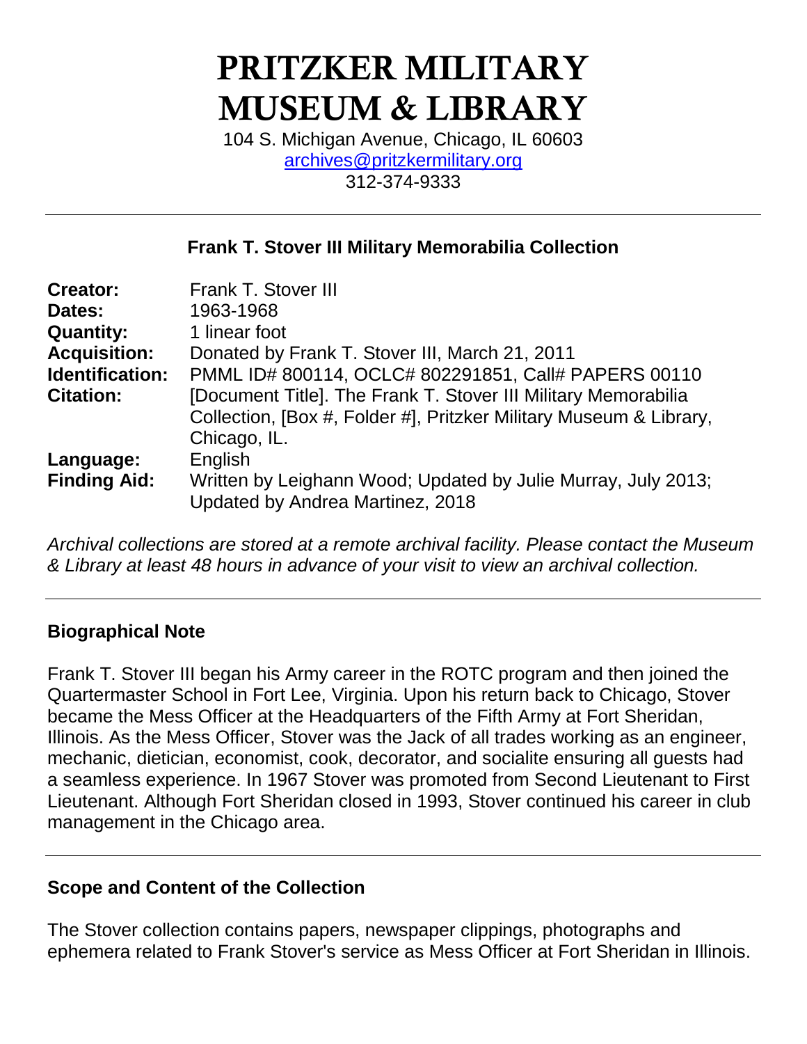# PRITZKER MILITARY MUSEUM & LIBRARY

104 S. Michigan Avenue, Chicago, IL 60603
archives@pritzkermilitary.org
312-374-9333

---

## Frank T. Stover III Military Memorabilia Collection

| | |
|---|---|
| **Creator:** | Frank T. Stover III |
| **Dates:** | 1963-1968 |
| **Quantity:** | 1 linear foot |
| **Acquisition:** | Donated by Frank T. Stover III, March 21, 2011 |
| **Identification:** | PMML ID# 800114, OCLC# 802291851, Call# PAPERS 00110 |
| **Citation:** | [Document Title]. The Frank T. Stover III Military Memorabilia Collection, [Box #, Folder #], Pritzker Military Museum & Library, Chicago, IL. |
| **Language:** | English |
| **Finding Aid:** | Written by Leighann Wood; Updated by Julie Murray, July 2013; Updated by Andrea Martinez, 2018 |

*Archival collections are stored at a remote archival facility. Please contact the Museum & Library at least 48 hours in advance of your visit to view an archival collection.*

---

### Biographical Note

Frank T. Stover III began his Army career in the ROTC program and then joined the Quartermaster School in Fort Lee, Virginia. Upon his return back to Chicago, Stover became the Mess Officer at the Headquarters of the Fifth Army at Fort Sheridan, Illinois. As the Mess Officer, Stover was the Jack of all trades working as an engineer, mechanic, dietician, economist, cook, decorator, and socialite ensuring all guests had a seamless experience. In 1967 Stover was promoted from Second Lieutenant to First Lieutenant. Although Fort Sheridan closed in 1993, Stover continued his career in club management in the Chicago area.

---

### Scope and Content of the Collection

The Stover collection contains papers, newspaper clippings, photographs and ephemera related to Frank Stover's service as Mess Officer at Fort Sheridan in Illinois.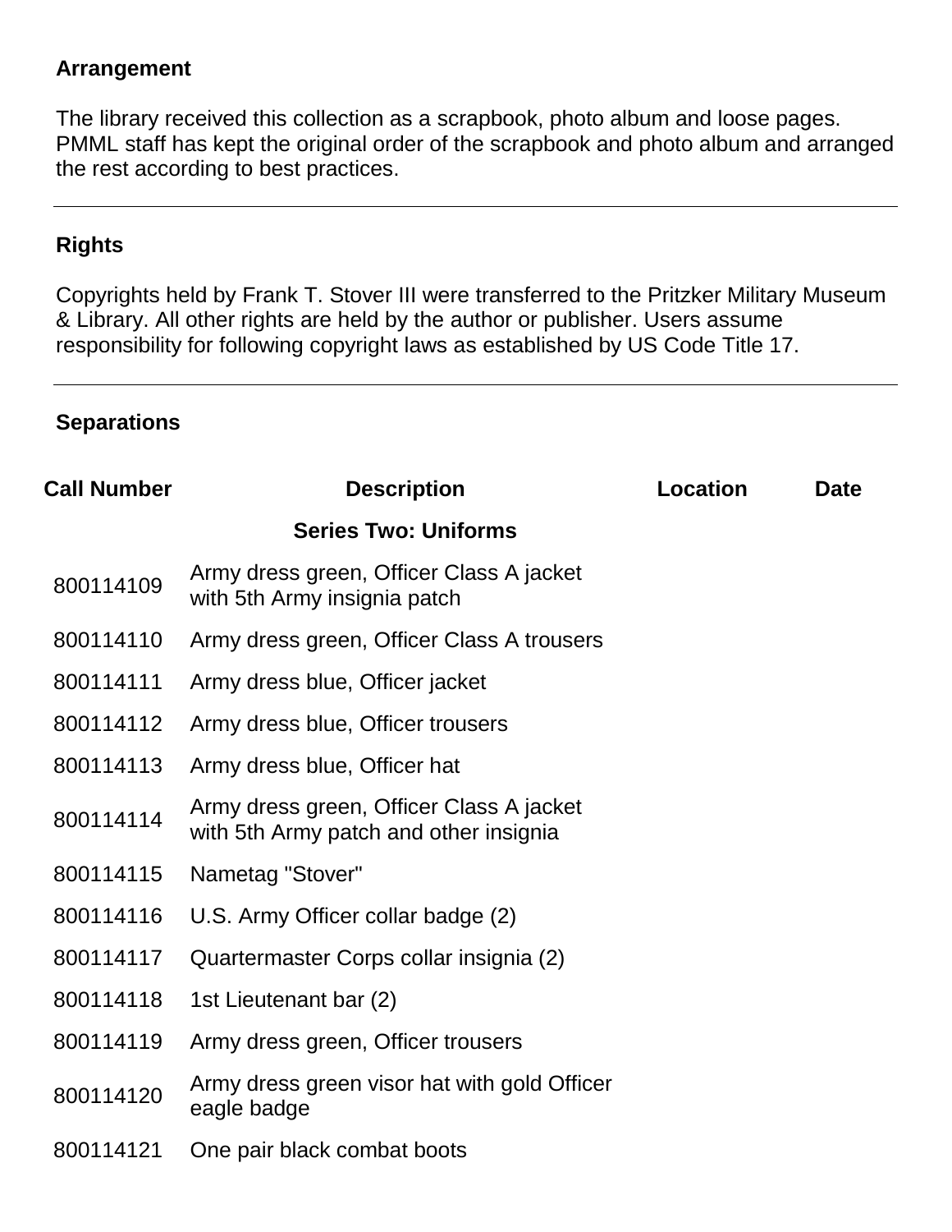### Arrangement

The library received this collection as a scrapbook, photo album and loose pages. PMML staff has kept the original order of the scrapbook and photo album and arranged the rest according to best practices.

---

### Rights

Copyrights held by Frank T. Stover III were transferred to the Pritzker Military Museum & Library. All other rights are held by the author or publisher. Users assume responsibility for following copyright laws as established by US Code Title 17.

---

### Separations

| Call Number | Description | Location | Date |
|---|---|---|---|
| | **Series Two: Uniforms** | | |
| 800114109 | Army dress green, Officer Class A jacket with 5th Army insignia patch | | |
| 800114110 | Army dress green, Officer Class A trousers | | |
| 800114111 | Army dress blue, Officer jacket | | |
| 800114112 | Army dress blue, Officer trousers | | |
| 800114113 | Army dress blue, Officer hat | | |
| 800114114 | Army dress green, Officer Class A jacket with 5th Army patch and other insignia | | |
| 800114115 | Nametag "Stover" | | |
| 800114116 | U.S. Army Officer collar badge (2) | | |
| 800114117 | Quartermaster Corps collar insignia (2) | | |
| 800114118 | 1st Lieutenant bar (2) | | |
| 800114119 | Army dress green, Officer trousers | | |
| 800114120 | Army dress green visor hat with gold Officer eagle badge | | |
| 800114121 | One pair black combat boots | | |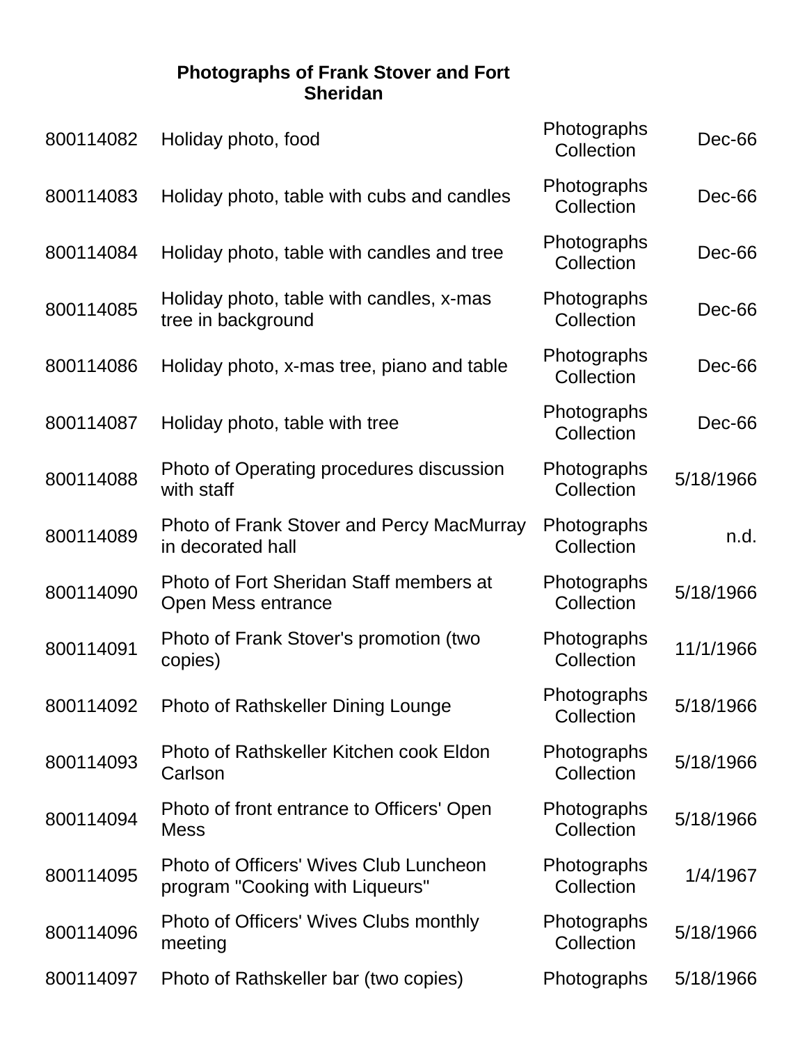**Photographs of Frank Stover and Fort Sheridan**

| | | | |
|---|---|---|---|
| 800114082 | Holiday photo, food | Photographs Collection | Dec-66 |
| 800114083 | Holiday photo, table with cubs and candles | Photographs Collection | Dec-66 |
| 800114084 | Holiday photo, table with candles and tree | Photographs Collection | Dec-66 |
| 800114085 | Holiday photo, table with candles, x-mas tree in background | Photographs Collection | Dec-66 |
| 800114086 | Holiday photo, x-mas tree, piano and table | Photographs Collection | Dec-66 |
| 800114087 | Holiday photo, table with tree | Photographs Collection | Dec-66 |
| 800114088 | Photo of Operating procedures discussion with staff | Photographs Collection | 5/18/1966 |
| 800114089 | Photo of Frank Stover and Percy MacMurray in decorated hall | Photographs Collection | n.d. |
| 800114090 | Photo of Fort Sheridan Staff members at Open Mess entrance | Photographs Collection | 5/18/1966 |
| 800114091 | Photo of Frank Stover's promotion (two copies) | Photographs Collection | 11/1/1966 |
| 800114092 | Photo of Rathskeller Dining Lounge | Photographs Collection | 5/18/1966 |
| 800114093 | Photo of Rathskeller Kitchen cook Eldon Carlson | Photographs Collection | 5/18/1966 |
| 800114094 | Photo of front entrance to Officers' Open Mess | Photographs Collection | 5/18/1966 |
| 800114095 | Photo of Officers' Wives Club Luncheon program "Cooking with Liqueurs" | Photographs Collection | 1/4/1967 |
| 800114096 | Photo of Officers' Wives Clubs monthly meeting | Photographs Collection | 5/18/1966 |
| 800114097 | Photo of Rathskeller bar (two copies) | Photographs | 5/18/1966 |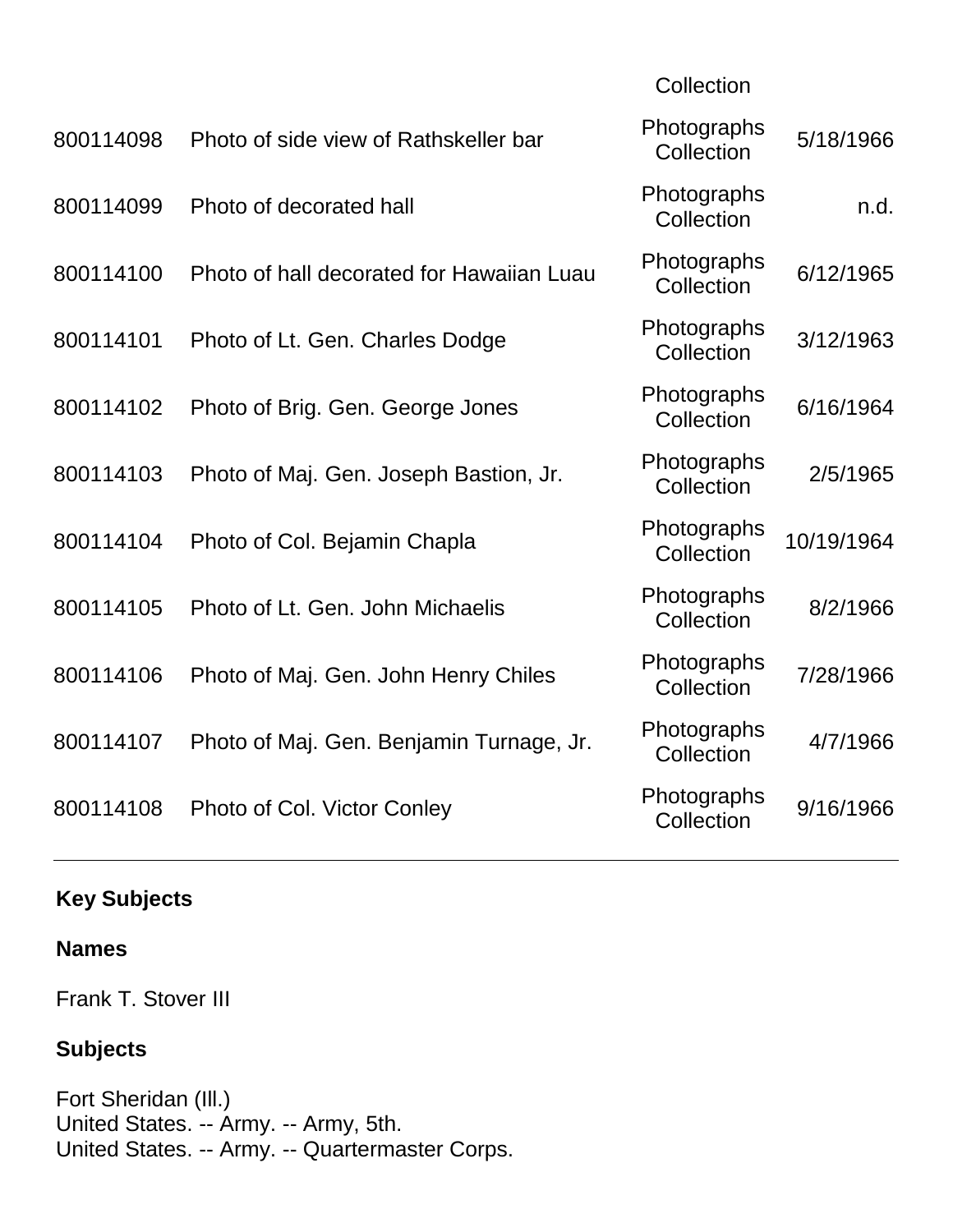| | | Collection | |
|---|---|---|---|
| 800114098 | Photo of side view of Rathskeller bar | Photographs Collection | 5/18/1966 |
| 800114099 | Photo of decorated hall | Photographs Collection | n.d. |
| 800114100 | Photo of hall decorated for Hawaiian Luau | Photographs Collection | 6/12/1965 |
| 800114101 | Photo of Lt. Gen. Charles Dodge | Photographs Collection | 3/12/1963 |
| 800114102 | Photo of Brig. Gen. George Jones | Photographs Collection | 6/16/1964 |
| 800114103 | Photo of Maj. Gen. Joseph Bastion, Jr. | Photographs Collection | 2/5/1965 |
| 800114104 | Photo of Col. Bejamin Chapla | Photographs Collection | 10/19/1964 |
| 800114105 | Photo of Lt. Gen. John Michaelis | Photographs Collection | 8/2/1966 |
| 800114106 | Photo of Maj. Gen. John Henry Chiles | Photographs Collection | 7/28/1966 |
| 800114107 | Photo of Maj. Gen. Benjamin Turnage, Jr. | Photographs Collection | 4/7/1966 |
| 800114108 | Photo of Col. Victor Conley | Photographs Collection | 9/16/1966 |

---

**Key Subjects**

**Names**

Frank T. Stover III

**Subjects**

Fort Sheridan (Ill.)
United States. -- Army. -- Army, 5th.
United States. -- Army. -- Quartermaster Corps.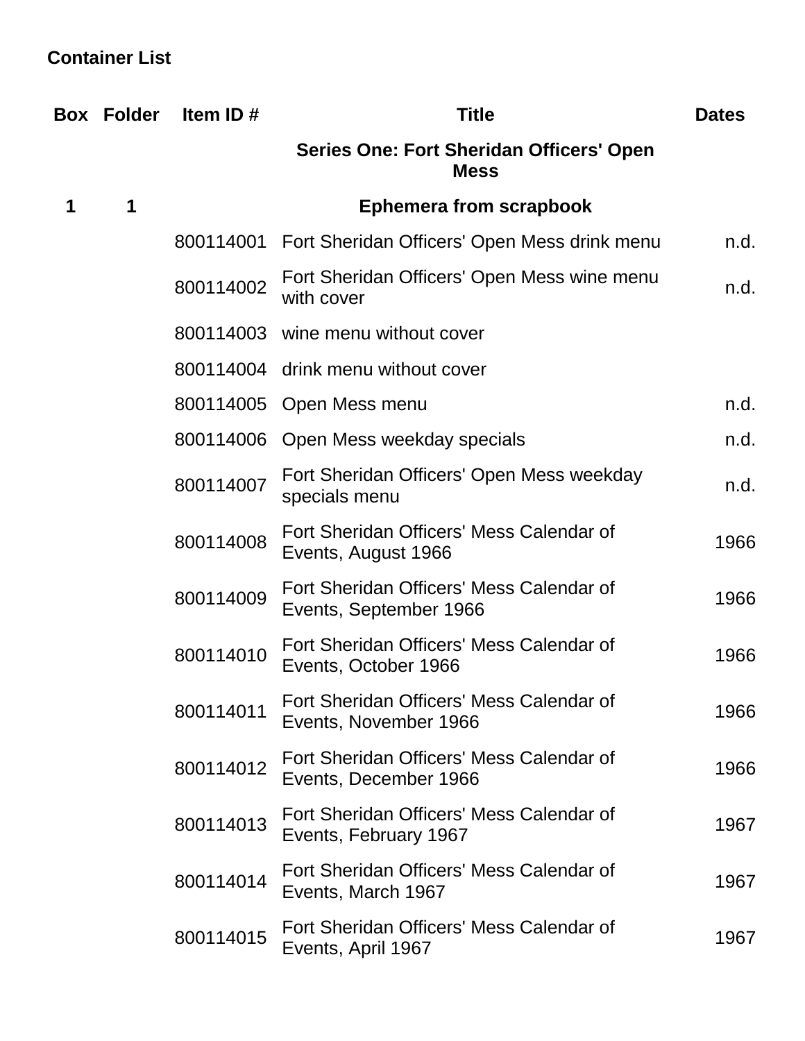## Container List

| Box | Folder | Item ID # | Title | Dates |
|---|---|---|---|---|
| | | | **Series One: Fort Sheridan Officers' Open Mess** | |
| **1** | **1** | | **Ephemera from scrapbook** | |
| | | 800114001 | Fort Sheridan Officers' Open Mess drink menu | n.d. |
| | | 800114002 | Fort Sheridan Officers' Open Mess wine menu with cover | n.d. |
| | | 800114003 | wine menu without cover | |
| | | 800114004 | drink menu without cover | |
| | | 800114005 | Open Mess menu | n.d. |
| | | 800114006 | Open Mess weekday specials | n.d. |
| | | 800114007 | Fort Sheridan Officers' Open Mess weekday specials menu | n.d. |
| | | 800114008 | Fort Sheridan Officers' Mess Calendar of Events, August 1966 | 1966 |
| | | 800114009 | Fort Sheridan Officers' Mess Calendar of Events, September 1966 | 1966 |
| | | 800114010 | Fort Sheridan Officers' Mess Calendar of Events, October 1966 | 1966 |
| | | 800114011 | Fort Sheridan Officers' Mess Calendar of Events, November 1966 | 1966 |
| | | 800114012 | Fort Sheridan Officers' Mess Calendar of Events, December 1966 | 1966 |
| | | 800114013 | Fort Sheridan Officers' Mess Calendar of Events, February 1967 | 1967 |
| | | 800114014 | Fort Sheridan Officers' Mess Calendar of Events, March 1967 | 1967 |
| | | 800114015 | Fort Sheridan Officers' Mess Calendar of Events, April 1967 | 1967 |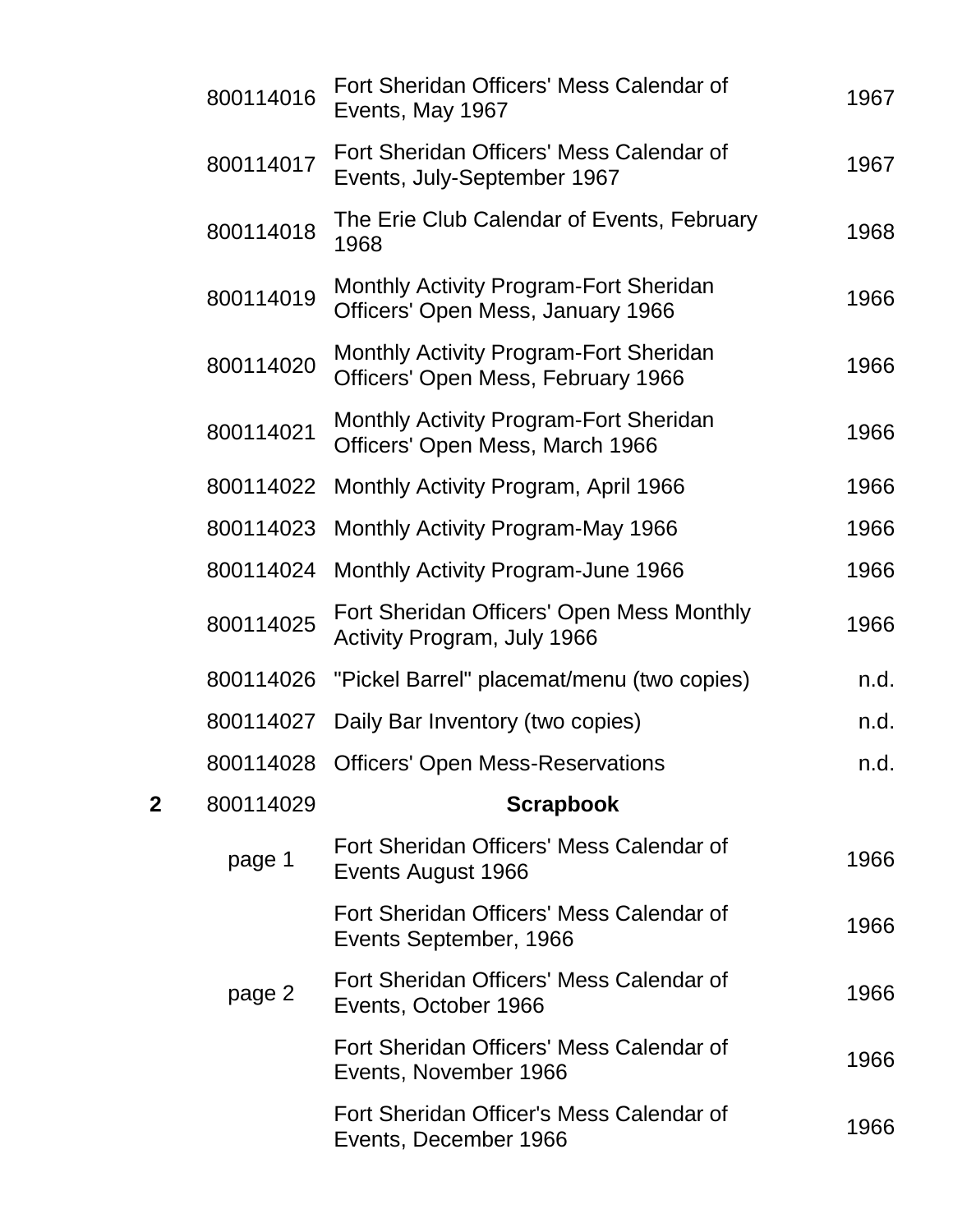| | | | |
|---|---|---|---|
| | 800114016 | Fort Sheridan Officers' Mess Calendar of Events, May 1967 | 1967 |
| | 800114017 | Fort Sheridan Officers' Mess Calendar of Events, July-September 1967 | 1967 |
| | 800114018 | The Erie Club Calendar of Events, February 1968 | 1968 |
| | 800114019 | Monthly Activity Program-Fort Sheridan Officers' Open Mess, January 1966 | 1966 |
| | 800114020 | Monthly Activity Program-Fort Sheridan Officers' Open Mess, February 1966 | 1966 |
| | 800114021 | Monthly Activity Program-Fort Sheridan Officers' Open Mess, March 1966 | 1966 |
| | 800114022 | Monthly Activity Program, April 1966 | 1966 |
| | 800114023 | Monthly Activity Program-May 1966 | 1966 |
| | 800114024 | Monthly Activity Program-June 1966 | 1966 |
| | 800114025 | Fort Sheridan Officers' Open Mess Monthly Activity Program, July 1966 | 1966 |
| | 800114026 | "Pickel Barrel" placemat/menu (two copies) | n.d. |
| | 800114027 | Daily Bar Inventory (two copies) | n.d. |
| | 800114028 | Officers' Open Mess-Reservations | n.d. |
| **2** | 800114029 | **Scrapbook** | |
| | page 1 | Fort Sheridan Officers' Mess Calendar of Events August 1966 | 1966 |
| | | Fort Sheridan Officers' Mess Calendar of Events September, 1966 | 1966 |
| | page 2 | Fort Sheridan Officers' Mess Calendar of Events, October 1966 | 1966 |
| | | Fort Sheridan Officers' Mess Calendar of Events, November 1966 | 1966 |
| | | Fort Sheridan Officer's Mess Calendar of Events, December 1966 | 1966 |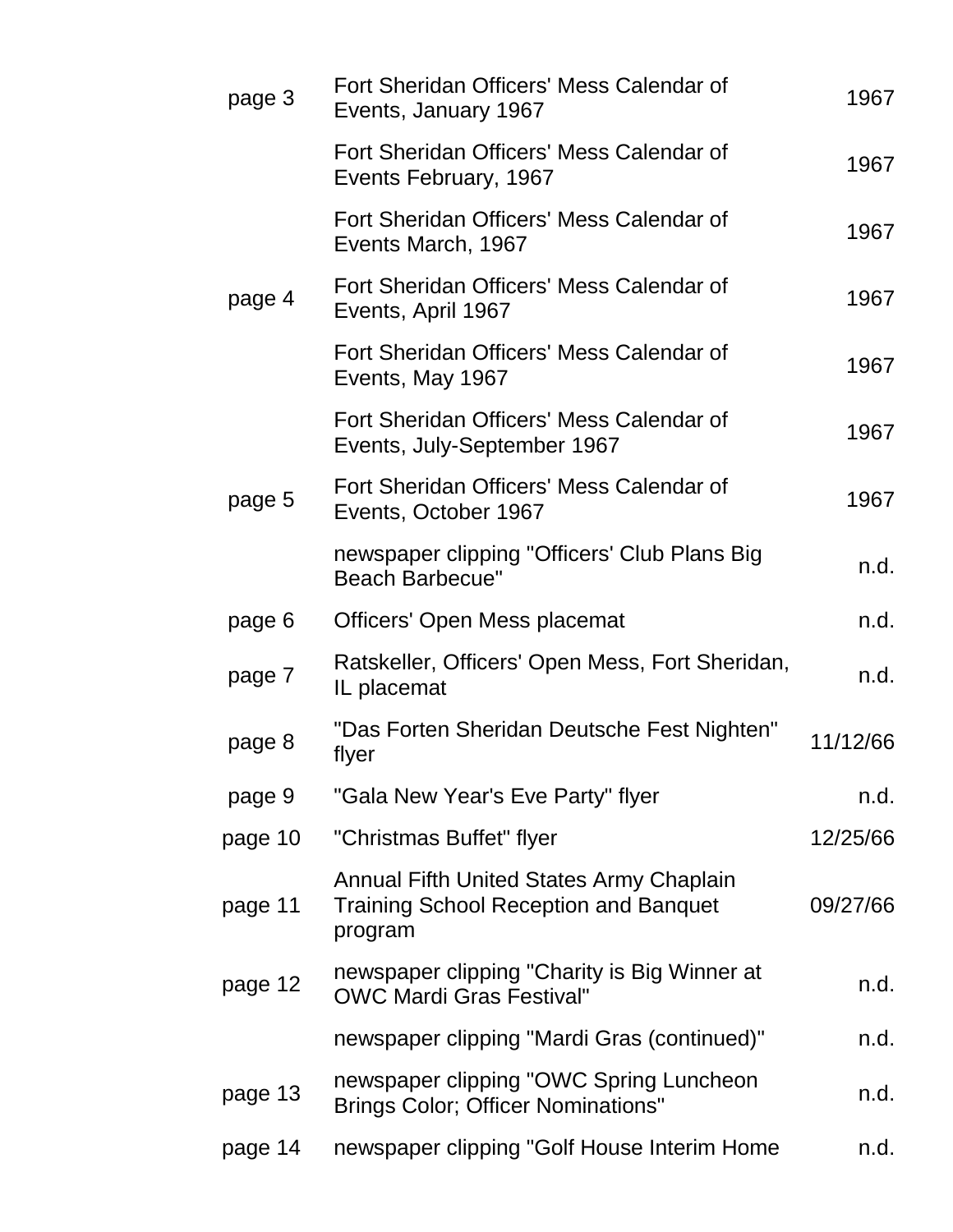| | | |
|---|---|---|
| page 3 | Fort Sheridan Officers' Mess Calendar of Events, January 1967 | 1967 |
| | Fort Sheridan Officers' Mess Calendar of Events February, 1967 | 1967 |
| | Fort Sheridan Officers' Mess Calendar of Events March, 1967 | 1967 |
| page 4 | Fort Sheridan Officers' Mess Calendar of Events, April 1967 | 1967 |
| | Fort Sheridan Officers' Mess Calendar of Events, May 1967 | 1967 |
| | Fort Sheridan Officers' Mess Calendar of Events, July-September 1967 | 1967 |
| page 5 | Fort Sheridan Officers' Mess Calendar of Events, October 1967 | 1967 |
| | newspaper clipping "Officers' Club Plans Big Beach Barbecue" | n.d. |
| page 6 | Officers' Open Mess placemat | n.d. |
| page 7 | Ratskeller, Officers' Open Mess, Fort Sheridan, IL placemat | n.d. |
| page 8 | "Das Forten Sheridan Deutsche Fest Nighten" flyer | 11/12/66 |
| page 9 | "Gala New Year's Eve Party" flyer | n.d. |
| page 10 | "Christmas Buffet" flyer | 12/25/66 |
| page 11 | Annual Fifth United States Army Chaplain Training School Reception and Banquet program | 09/27/66 |
| page 12 | newspaper clipping "Charity is Big Winner at OWC Mardi Gras Festival" | n.d. |
| | newspaper clipping "Mardi Gras (continued)" | n.d. |
| page 13 | newspaper clipping "OWC Spring Luncheon Brings Color; Officer Nominations" | n.d. |
| page 14 | newspaper clipping "Golf House Interim Home | n.d. |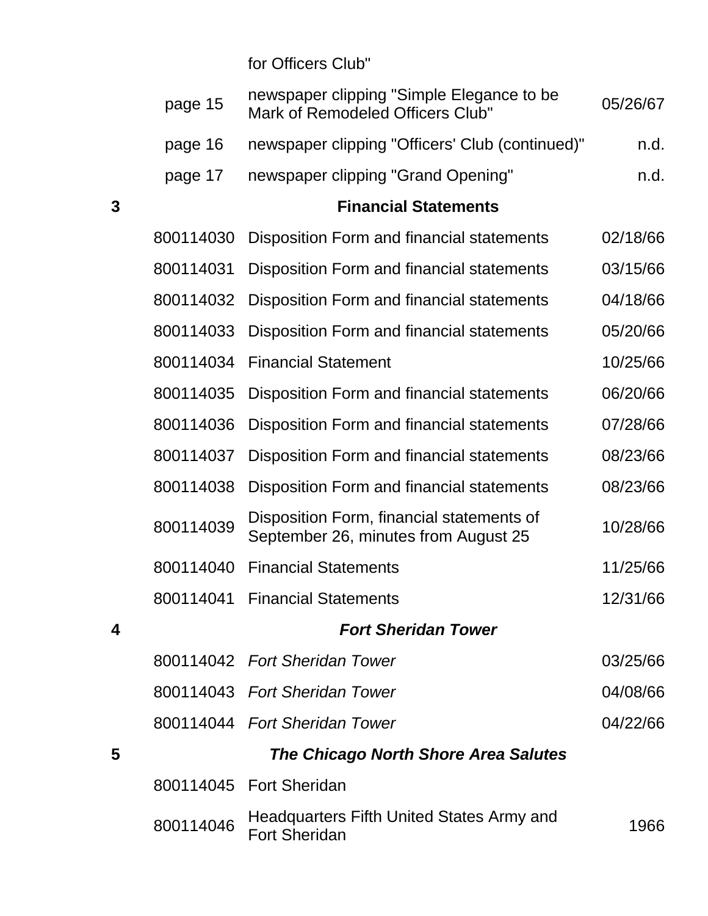| | | | |
|---|---|---|---|
| | | for Officers Club" | |
| | page 15 | newspaper clipping "Simple Elegance to be Mark of Remodeled Officers Club" | 05/26/67 |
| | page 16 | newspaper clipping "Officers' Club (continued)" | n.d. |
| | page 17 | newspaper clipping "Grand Opening" | n.d. |
| **3** | | **Financial Statements** | |
| | 800114030 | Disposition Form and financial statements | 02/18/66 |
| | 800114031 | Disposition Form and financial statements | 03/15/66 |
| | 800114032 | Disposition Form and financial statements | 04/18/66 |
| | 800114033 | Disposition Form and financial statements | 05/20/66 |
| | 800114034 | Financial Statement | 10/25/66 |
| | 800114035 | Disposition Form and financial statements | 06/20/66 |
| | 800114036 | Disposition Form and financial statements | 07/28/66 |
| | 800114037 | Disposition Form and financial statements | 08/23/66 |
| | 800114038 | Disposition Form and financial statements | 08/23/66 |
| | 800114039 | Disposition Form, financial statements of September 26, minutes from August 25 | 10/28/66 |
| | 800114040 | Financial Statements | 11/25/66 |
| | 800114041 | Financial Statements | 12/31/66 |
| **4** | | ***Fort Sheridan Tower*** | |
| | 800114042 | *Fort Sheridan Tower* | 03/25/66 |
| | 800114043 | *Fort Sheridan Tower* | 04/08/66 |
| | 800114044 | *Fort Sheridan Tower* | 04/22/66 |
| **5** | | ***The Chicago North Shore Area Salutes*** | |
| | 800114045 | Fort Sheridan | |
| | 800114046 | Headquarters Fifth United States Army and Fort Sheridan | 1966 |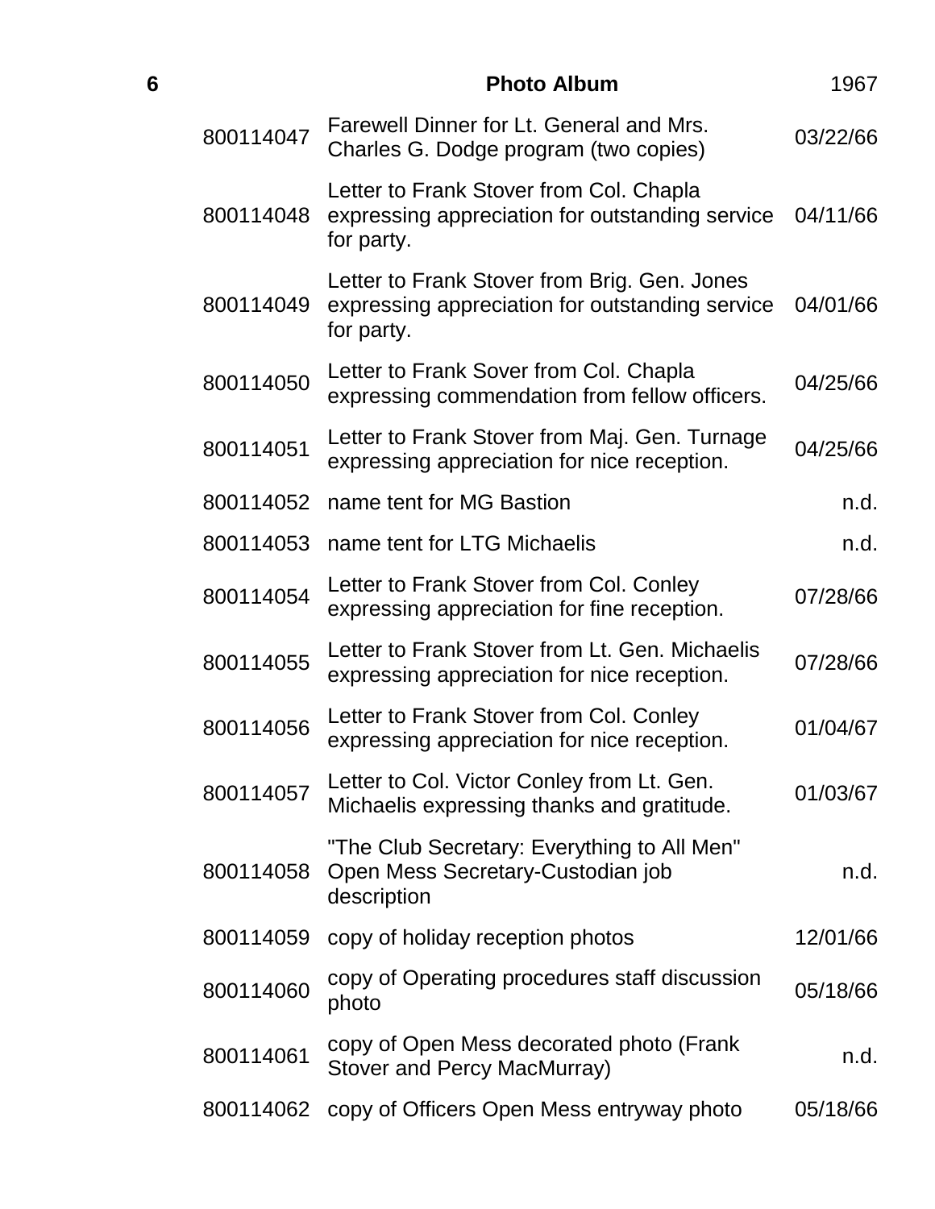| 6 | Photo Album | 1967 |
|---|---|---|
| 800114047 | Farewell Dinner for Lt. General and Mrs. Charles G. Dodge program (two copies) | 03/22/66 |
| 800114048 | Letter to Frank Stover from Col. Chapla expressing appreciation for outstanding service for party. | 04/11/66 |
| 800114049 | Letter to Frank Stover from Brig. Gen. Jones expressing appreciation for outstanding service for party. | 04/01/66 |
| 800114050 | Letter to Frank Sover from Col. Chapla expressing commendation from fellow officers. | 04/25/66 |
| 800114051 | Letter to Frank Stover from Maj. Gen. Turnage expressing appreciation for nice reception. | 04/25/66 |
| 800114052 | name tent for MG Bastion | n.d. |
| 800114053 | name tent for LTG Michaelis | n.d. |
| 800114054 | Letter to Frank Stover from Col. Conley expressing appreciation for fine reception. | 07/28/66 |
| 800114055 | Letter to Frank Stover from Lt. Gen. Michaelis expressing appreciation for nice reception. | 07/28/66 |
| 800114056 | Letter to Frank Stover from Col. Conley expressing appreciation for nice reception. | 01/04/67 |
| 800114057 | Letter to Col. Victor Conley from Lt. Gen. Michaelis expressing thanks and gratitude. | 01/03/67 |
| 800114058 | "The Club Secretary: Everything to All Men" Open Mess Secretary-Custodian job description | n.d. |
| 800114059 | copy of holiday reception photos | 12/01/66 |
| 800114060 | copy of Operating procedures staff discussion photo | 05/18/66 |
| 800114061 | copy of Open Mess decorated photo (Frank Stover and Percy MacMurray) | n.d. |
| 800114062 | copy of Officers Open Mess entryway photo | 05/18/66 |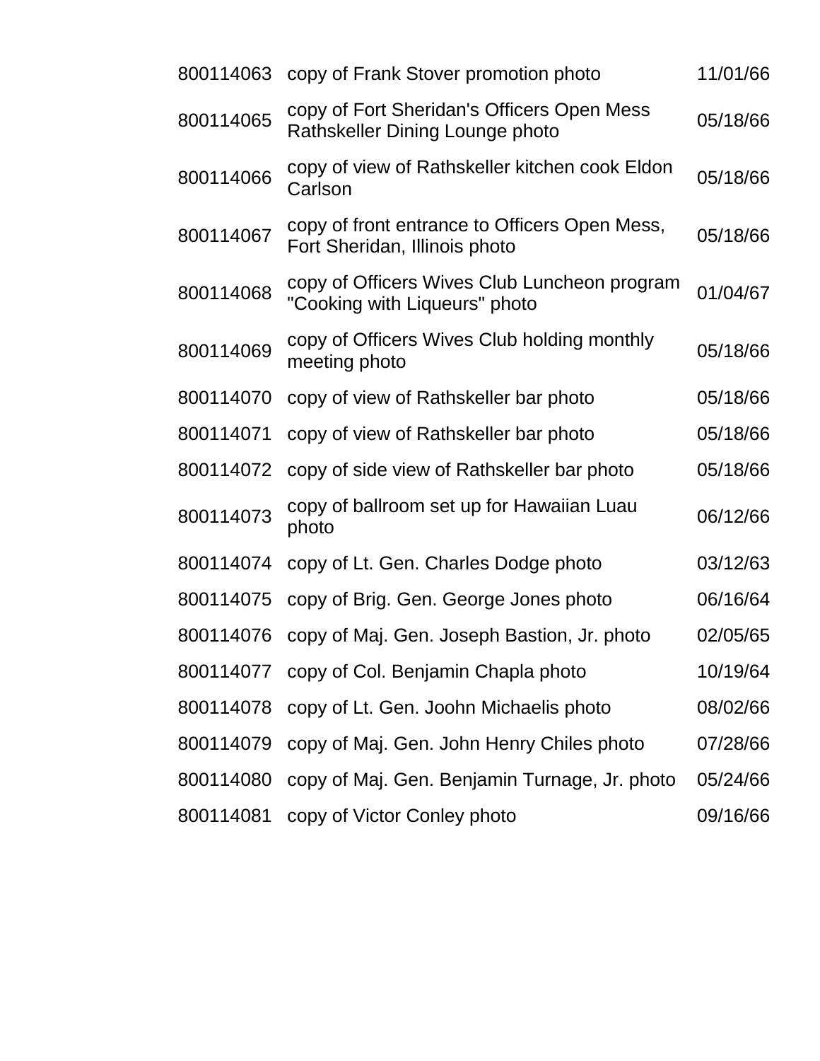| | | |
|---|---|---|
| 800114063 | copy of Frank Stover promotion photo | 11/01/66 |
| 800114065 | copy of Fort Sheridan's Officers Open Mess Rathskeller Dining Lounge photo | 05/18/66 |
| 800114066 | copy of view of Rathskeller kitchen cook Eldon Carlson | 05/18/66 |
| 800114067 | copy of front entrance to Officers Open Mess, Fort Sheridan, Illinois photo | 05/18/66 |
| 800114068 | copy of Officers Wives Club Luncheon program "Cooking with Liqueurs" photo | 01/04/67 |
| 800114069 | copy of Officers Wives Club holding monthly meeting photo | 05/18/66 |
| 800114070 | copy of view of Rathskeller bar photo | 05/18/66 |
| 800114071 | copy of view of Rathskeller bar photo | 05/18/66 |
| 800114072 | copy of side view of Rathskeller bar photo | 05/18/66 |
| 800114073 | copy of ballroom set up for Hawaiian Luau photo | 06/12/66 |
| 800114074 | copy of Lt. Gen. Charles Dodge photo | 03/12/63 |
| 800114075 | copy of Brig. Gen. George Jones photo | 06/16/64 |
| 800114076 | copy of Maj. Gen. Joseph Bastion, Jr. photo | 02/05/65 |
| 800114077 | copy of Col. Benjamin Chapla photo | 10/19/64 |
| 800114078 | copy of Lt. Gen. Joohn Michaelis photo | 08/02/66 |
| 800114079 | copy of Maj. Gen. John Henry Chiles photo | 07/28/66 |
| 800114080 | copy of Maj. Gen. Benjamin Turnage, Jr. photo | 05/24/66 |
| 800114081 | copy of Victor Conley photo | 09/16/66 |